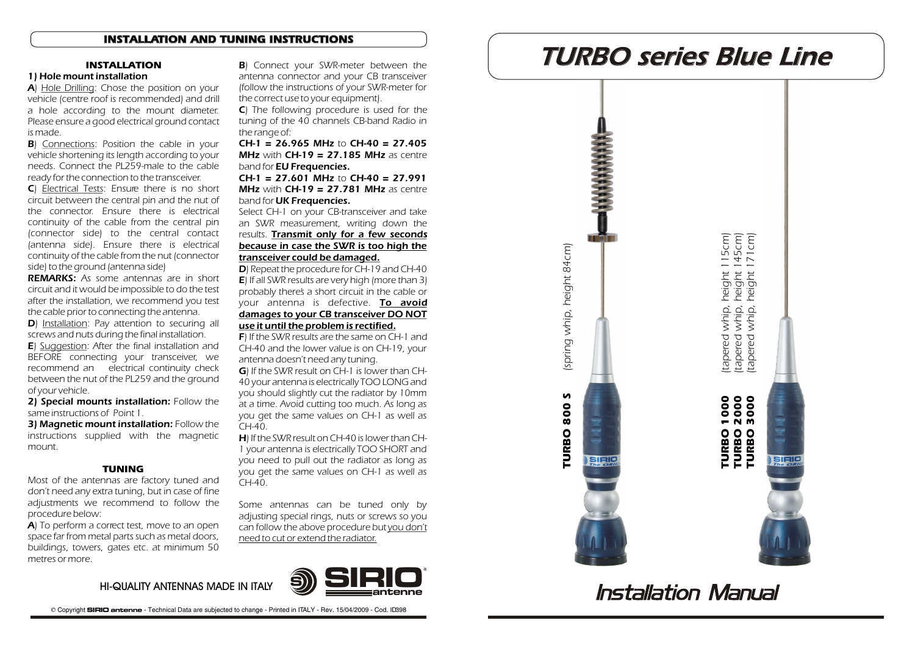# INSTALLATION AND TUNING INSTRUCTIONS

## INSTALLATION

### 1) Hole mount installation

**A**) Hole Drilling: Chose the position on your vehicle (centre roof is recommended) and drill a hole according to the mount diameter. Please ensure a good electrical ground contact is made.

**B**) Connections: Position the cable in your vehicle shortening its length according to your needs. Connect the PL259-male to the cable ready for the connection to the transceiver.

**C**) Electrical Tests: Ensure there is no short circuit between the central pin and the nut of the connector. Ensure there is electrical continuity of the cable from the central pin (connector side) to the central contact (antenna side). Ensure there is electrical continuity of the cable from the nut (connector side) to the ground (antenna side)

**REMARKS:** As some antennas are in short circuit and it would be impossible to do the test after the installation, we recommend you test the cable prior to connecting the antenna.

**D**) Installation: Pay attention to securing all screws and nuts during the final installation.

**E**) Suggestion: After the final installation and BEFORE connecting your transceiver, we recommend an electrical continuity check between the nut of the PL259 and the ground of your vehicle.

**2) Special mounts installation:** Follow the same instructions of Point 1.

**3) Magnetic mount installation:** Follow the instructions supplied with the magnetic mount.

## TUNING

Most of the antennas are factory tuned and don't need any extra tuning, but in case of fine adjustments we recommend to follow the procedure below:

**A**) To perform a correct test, move to an open space far from metal parts such as metal doors, buildings, towers, gates etc. at minimum 50 metres or more.

**B**) Connect your SWR-meter between the antenna connector and your CB transceiver (follow the instructions of your SWR-meter for the correct use to your equipment).

**C**) The following procedure is used for the tuning of the 40 channels CB-band Radio in the range of:

**CH-1 = 26.965 MHz** to **CH-40 = 27.405 MHz** with **CH-19 = 27.185 MHz** as centre band for **EU Frequencies.**

**CH-1 = 27.601 MHz** to **CH-40 = 27.991 MHz** with **CH-19 = 27.781 MHz** as centre band for **UK Frequencies.**

Select CH-1 on your CB-transceiver and take an SWR measurement, writing down the results. **Transmit only for a few seconds because in case the SWR is too high the transceiver could be damaged.**

**D**) Repeat the procedure for CH-19 and CH-40

**E**) If all SWR results are very high (more than 3) probably there's a short circuit in the cable or your antenna is defective. **To avoid damages to your CB transceiver DO NOT use it until the problem is rectified.**

**F**) If the SWR results are the same on CH-1 and CH-40 and the lower value is on CH-19, your antenna doesn't need any tuning.

**G**) If the SWR result on CH-1 is lower than CH-40 your antenna is electrically TOO LONG and you should slightly cut the radiator by 10mm at a time. Avoid cutting too much. As long as you get the same values on CH-1 as well as CH-40.

**H**) If the SWR result on CH-40 is lower than CH-1 your antenna is electrically TOO SHORT and you need to pull out the radiator as long as you get the same values on CH-1 as well as CH-40.

Some antennas can be tuned only by adjusting special rings, nuts or screws so you can follow the above procedure but you don't need to cut or extend the radiator.

HI-QUALITY ANTENNAS MADE IN ITALY

SIRIO antenne

© Copyright SIRIO antenne - Technical Data are subjected to change - Printed in ITALY - Rev. 15/04/2009 - Cod. ID398

# TURBO series Blue Line

**TURBO 800 S** (spring whip, height 84cm)

**TURBO 1000** (tapered whip, height 115cm)
**TURBO 2000** (tapered whip, height 145cm)
**TURBO 3000** (tapered whip, height 171cm)

# Installation Manual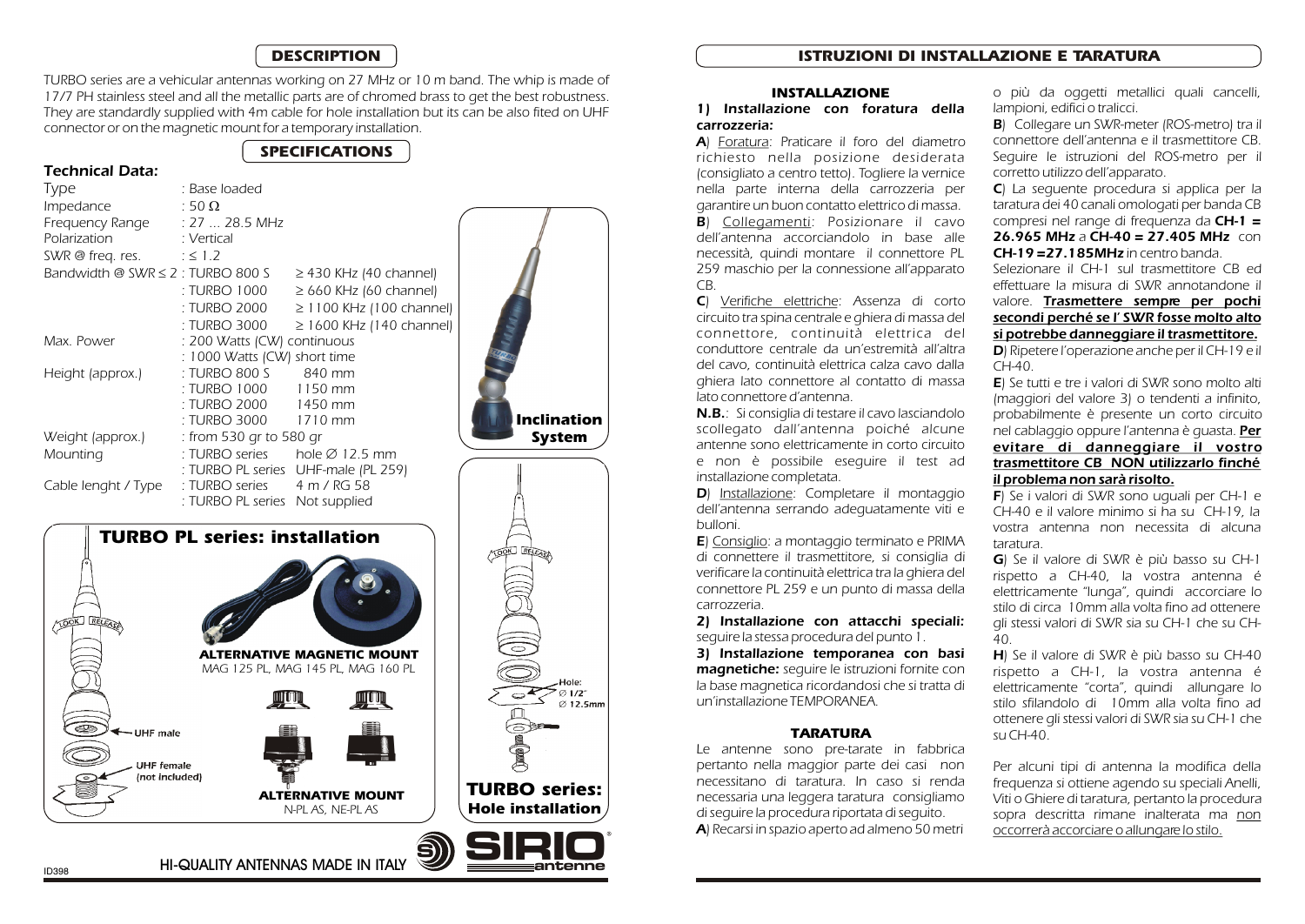## DESCRIPTION

*TURBO series are a vehicular antennas working on 27 MHz or 10 m band. The whip is made of 17/7 PH stainless steel and all the metallic parts are of chromed brass to get the best robustness. They are standardly supplied with 4m cable for hole installation but its can be also fited on UHF connector or on the magnetic mount for a temporary installation.*

## SPECIFICATIONS

### Technical Data:

| | | |
|---|---|---|
| Type | : Base loaded | |
| Impedance | : 50 Ω | |
| Frequency Range | : 27 ... 28.5 MHz | |
| Polarization | : Vertical | |
| SWR @ freq. res. | : ≤ 1.2 | |
| Bandwidth @ SWR ≤ 2 | : TURBO 800 S | ≥ 430 KHz (40 channel) |
| | : TURBO 1000 | ≥ 660 KHz (60 channel) |
| | : TURBO 2000 | ≥ 1100 KHz (100 channel) |
| | : TURBO 3000 | ≥ 1600 KHz (140 channel) |
| Max. Power | : 200 Watts (CW) continuous | |
| | : 1000 Watts (CW) short time | |
| Height (approx.) | : TURBO 800 S | 840 mm |
| | : TURBO 1000 | 1150 mm |
| | : TURBO 2000 | 1450 mm |
| | : TURBO 3000 | 1710 mm |
| Weight (approx.) | : from 530 gr to 580 gr | |
| Mounting | : TURBO series | hole ∅ 12.5 mm |
| | : TURBO PL series | UHF-male (PL 259) |
| Cable lenght / Type | : TURBO series | 4 m / RG 58 |
| | : TURBO PL series | Not supplied |

Inclination System

## TURBO PL series: installation

LOOK RELEASE

UHF male

UHF female (not included)

**ALTERNATIVE MAGNETIC MOUNT**
MAG 125 PL, MAG 145 PL, MAG 160 PL

**ALTERNATIVE MOUNT**
N-PL AS, NE-PL AS

LOOK RELEASE

Hole: ∅ 1/2" ∅ 12.5mm

**TURBO series: Hole installation**

HI-QUALITY ANTENNAS MADE IN ITALY

SIRIO antenne

ID398

## ISTRUZIONI DI INSTALLAZIONE E TARATURA

### INSTALLAZIONE

***1) Installazione con foratura della carrozzeria:***

**A**) Foratura: Praticare il foro del diametro richiesto nella posizione desiderata (consigliato a centro tetto). Togliere la vernice nella parte interna della carrozzeria per garantire un buon contatto elettrico di massa.

**B**) Collegamenti: Posizionare il cavo dell'antenna accorciandolo in base alle necessità, quindi montare il connettore PL 259 maschio per la connessione all'apparato CB.

**C**) Verifiche elettriche: Assenza di corto circuito tra spina centrale e ghiera di massa del connettore, continuità elettrica del conduttore centrale da un'estremità all'altra del cavo, continuità elettrica calza cavo dalla ghiera lato connettore al contatto di massa lato connettore d'antenna.

**N.B.**: Si consiglia di testare il cavo lasciandolo scollegato dall'antenna poiché alcune antenne sono elettricamente in corto circuito e non è possibile eseguire il test ad installazione completata.

**D**) Installazione: Completare il montaggio dell'antenna serrando adeguatamente viti e bulloni.

**E**) Consiglio: a montaggio terminato e PRIMA di connettere il trasmettitore, si consiglia di verificare la continuità elettrica tra la ghiera del connettore PL 259 e un punto di massa della carrozzeria.

***2) Installazione con attacchi speciali:*** seguire la stessa procedura del punto 1.

***3) Installazione temporanea con basi magnetiche:*** seguire le istruzioni fornite con la base magnetica ricordandosi che si tratta di un'installazione TEMPORANEA.

### TARATURA

Le antenne sono pre-tarate in fabbrica pertanto nella maggior parte dei casi non necessitano di taratura. In caso si renda necessaria una leggera taratura consigliamo di seguire la procedura riportata di seguito.

**A**) Recarsi in spazio aperto ad almeno 50 metri o più da oggetti metallici quali cancelli, lampioni, edifici o tralicci.

**B**) Collegare un SWR-meter (ROS-metro) tra il connettore dell'antenna e il trasmettitore CB. Seguire le istruzioni del ROS-metro per il corretto utilizzo dell'apparato.

**C**) La seguente procedura si applica per la taratura dei 40 canali omologati per banda CB compresi nel range di frequenza da **CH-1 = 26.965 MHz** a **CH-40 = 27.405 MHz** con **CH-19 =27.185MHz** in centro banda.
Selezionare il CH-1 sul trasmettitore CB ed effettuare la misura di SWR annotandone il valore. **Trasmettere sempre per pochi secondi perché se l' SWR fosse molto alto si potrebbe danneggiare il trasmettitore.**

**D**) Ripetere l'operazione anche per il CH-19 e il CH-40.

**E**) Se tutti e tre i valori di SWR sono molto alti (maggiori del valore 3) o tendenti a infinito, probabilmente è presente un corto circuito nel cablaggio oppure l'antenna è guasta. **Per evitare di danneggiare il vostro trasmettitore CB NON utilizzarlo finché il problema non sarà risolto.**

**F**) Se i valori di SWR sono uguali per CH-1 e CH-40 e il valore minimo si ha su CH-19, la vostra antenna non necessita di alcuna taratura.

**G**) Se il valore di SWR è più basso su CH-1 rispetto a CH-40, la vostra antenna é elettricamente "lunga", quindi accorciare lo stilo di circa 10mm alla volta fino ad ottenere gli stessi valori di SWR sia su CH-1 che su CH-40.

**H**) Se il valore di SWR è più basso su CH-40 rispetto a CH-1, la vostra antenna é elettricamente "corta", quindi allungare lo stilo sfilandolo di 10mm alla volta fino ad ottenere gli stessi valori di SWR sia su CH-1 che su CH-40.

Per alcuni tipi di antenna la modifica della frequenza si ottiene agendo su speciali Anelli, Viti o Ghiere di taratura, pertanto la procedura sopra descritta rimane inalterata ma non occorrerà accorciare o allungare lo stilo.